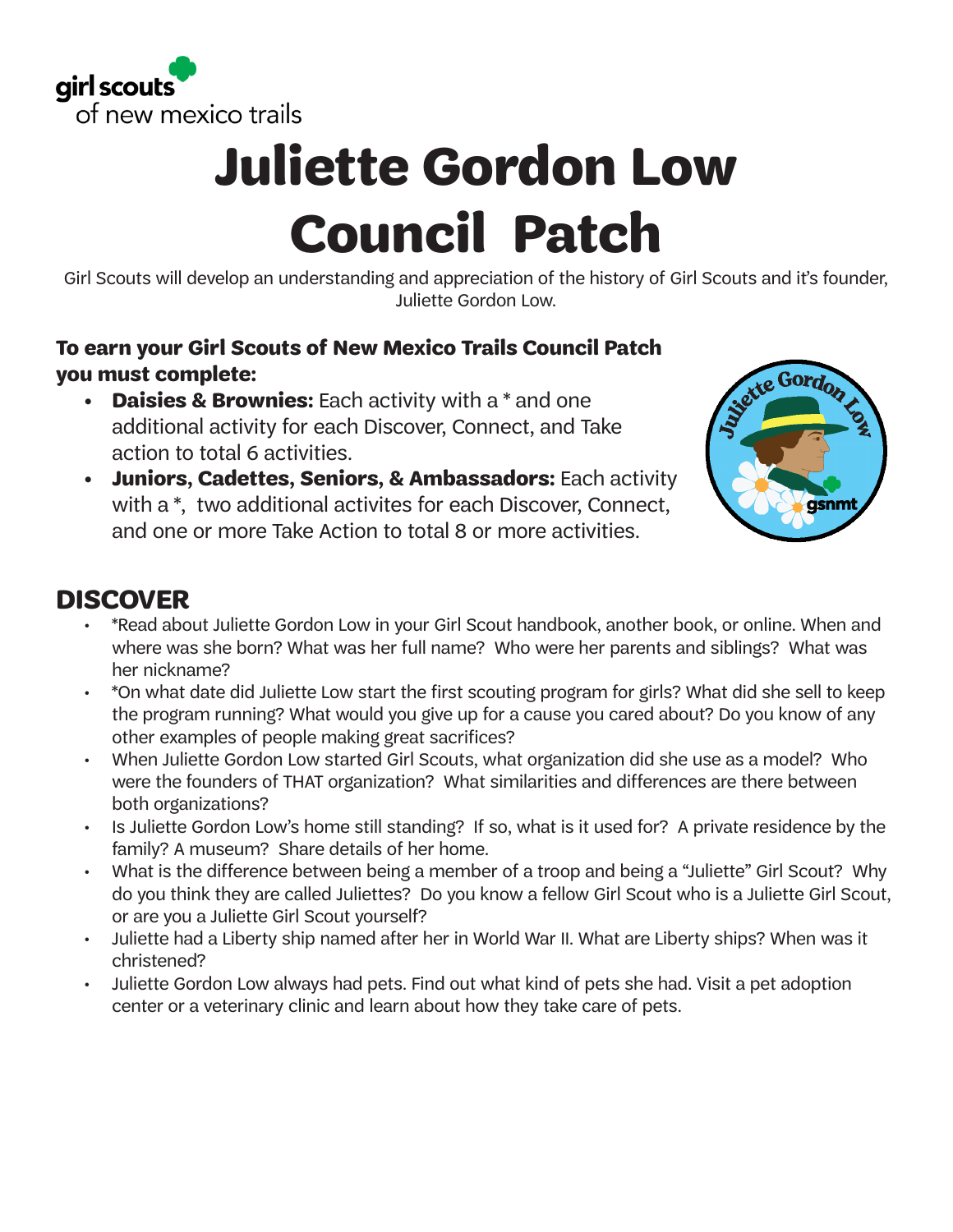girl scouts
of new mexico trails

# Juliette Gordon Low Council Patch

Girl Scouts will develop an understanding and appreciation of the history of Girl Scouts and it's founder, Juliette Gordon Low.

**To earn your Girl Scouts of New Mexico Trails Council Patch you must complete:**

- **Daisies & Brownies:** Each activity with a * and one additional activity for each Discover, Connect, and Take action to total 6 activities.
- **Juniors, Cadettes, Seniors, & Ambassadors:** Each activity with a *, two additional activites for each Discover, Connect, and one or more Take Action to total 8 or more activities.

## DISCOVER

- *Read about Juliette Gordon Low in your Girl Scout handbook, another book, or online. When and where was she born? What was her full name? Who were her parents and siblings? What was her nickname?
- *On what date did Juliette Low start the first scouting program for girls? What did she sell to keep the program running? What would you give up for a cause you cared about? Do you know of any other examples of people making great sacrifices?
- When Juliette Gordon Low started Girl Scouts, what organization did she use as a model? Who were the founders of THAT organization? What similarities and differences are there between both organizations?
- Is Juliette Gordon Low's home still standing? If so, what is it used for? A private residence by the family? A museum? Share details of her home.
- What is the difference between being a member of a troop and being a "Juliette" Girl Scout? Why do you think they are called Juliettes? Do you know a fellow Girl Scout who is a Juliette Girl Scout, or are you a Juliette Girl Scout yourself?
- Juliette had a Liberty ship named after her in World War II. What are Liberty ships? When was it christened?
- Juliette Gordon Low always had pets. Find out what kind of pets she had. Visit a pet adoption center or a veterinary clinic and learn about how they take care of pets.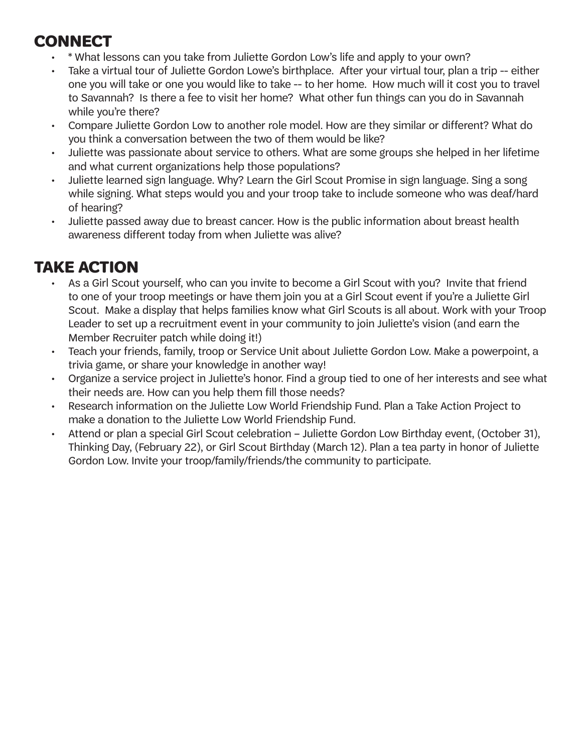## CONNECT

- * What lessons can you take from Juliette Gordon Low's life and apply to your own?
- Take a virtual tour of Juliette Gordon Lowe's birthplace. After your virtual tour, plan a trip -- either one you will take or one you would like to take -- to her home. How much will it cost you to travel to Savannah? Is there a fee to visit her home? What other fun things can you do in Savannah while you're there?
- Compare Juliette Gordon Low to another role model. How are they similar or different? What do you think a conversation between the two of them would be like?
- Juliette was passionate about service to others. What are some groups she helped in her lifetime and what current organizations help those populations?
- Juliette learned sign language. Why? Learn the Girl Scout Promise in sign language. Sing a song while signing. What steps would you and your troop take to include someone who was deaf/hard of hearing?
- Juliette passed away due to breast cancer. How is the public information about breast health awareness different today from when Juliette was alive?

## TAKE ACTION

- As a Girl Scout yourself, who can you invite to become a Girl Scout with you? Invite that friend to one of your troop meetings or have them join you at a Girl Scout event if you're a Juliette Girl Scout. Make a display that helps families know what Girl Scouts is all about. Work with your Troop Leader to set up a recruitment event in your community to join Juliette's vision (and earn the Member Recruiter patch while doing it!)
- Teach your friends, family, troop or Service Unit about Juliette Gordon Low. Make a powerpoint, a trivia game, or share your knowledge in another way!
- Organize a service project in Juliette's honor. Find a group tied to one of her interests and see what their needs are. How can you help them fill those needs?
- Research information on the Juliette Low World Friendship Fund. Plan a Take Action Project to make a donation to the Juliette Low World Friendship Fund.
- Attend or plan a special Girl Scout celebration – Juliette Gordon Low Birthday event, (October 31), Thinking Day, (February 22), or Girl Scout Birthday (March 12). Plan a tea party in honor of Juliette Gordon Low. Invite your troop/family/friends/the community to participate.